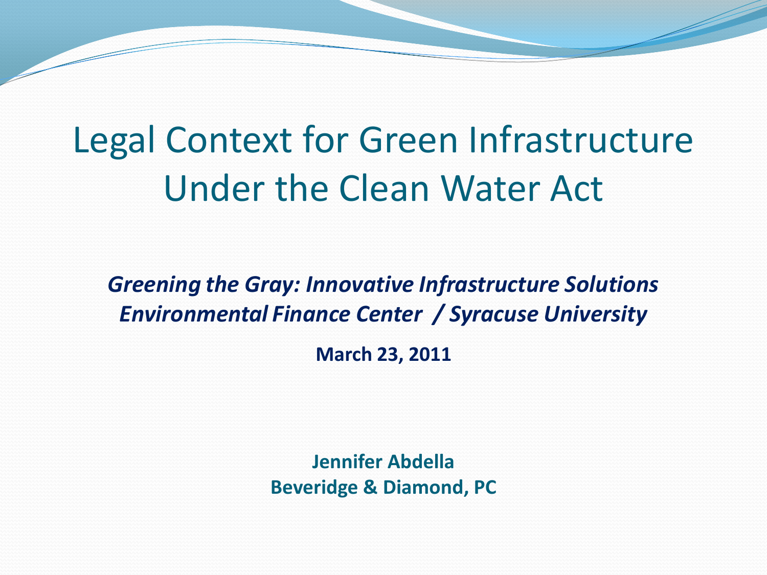# Legal Context for Green Infrastructure Under the Clean Water Act

***Greening the Gray: Innovative Infrastructure Solutions***
***Environmental Finance Center / Syracuse University***

**March 23, 2011**

**Jennifer Abdella**
**Beveridge & Diamond, PC**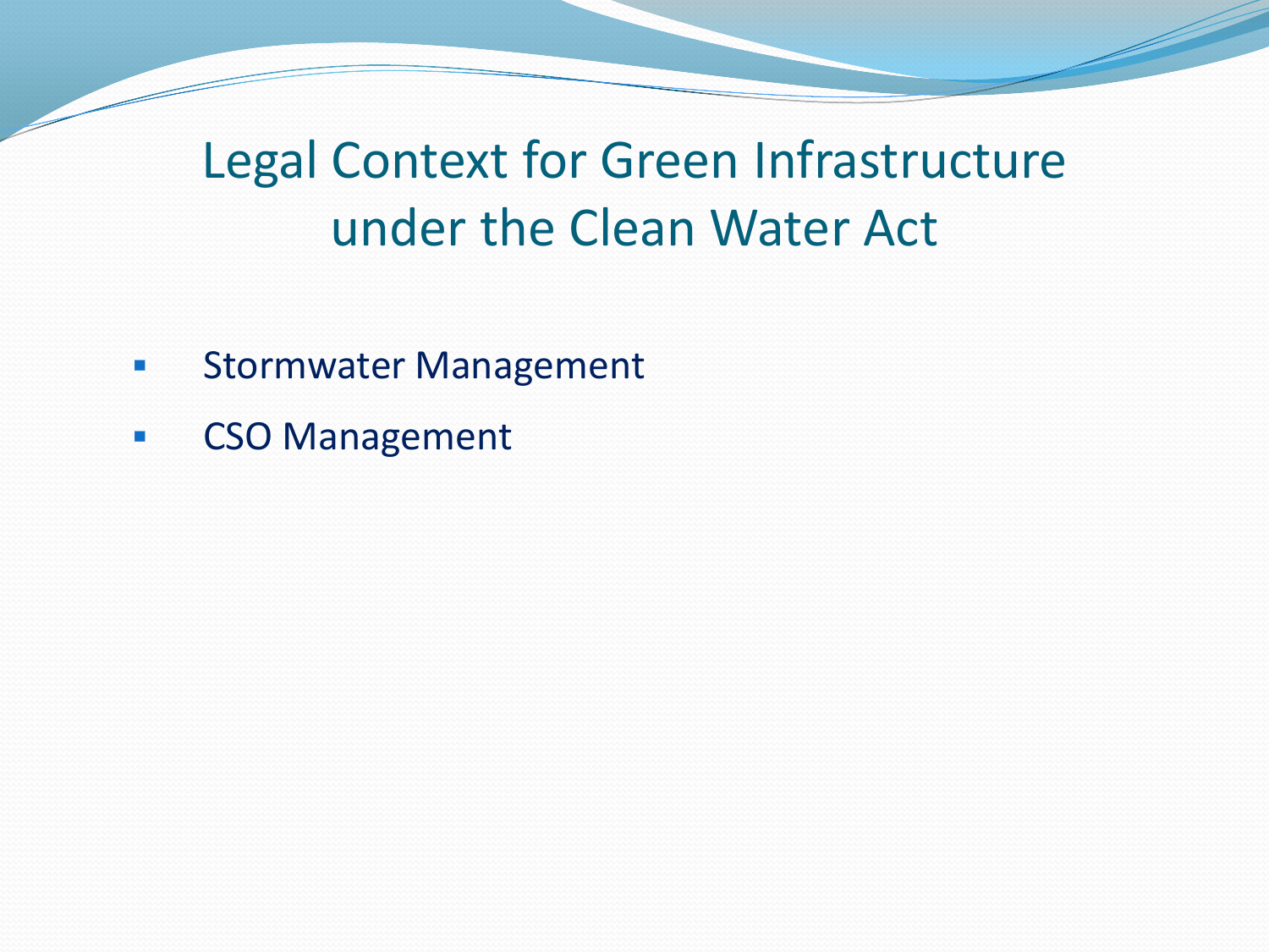# Legal Context for Green Infrastructure under the Clean Water Act

- Stormwater Management
- CSO Management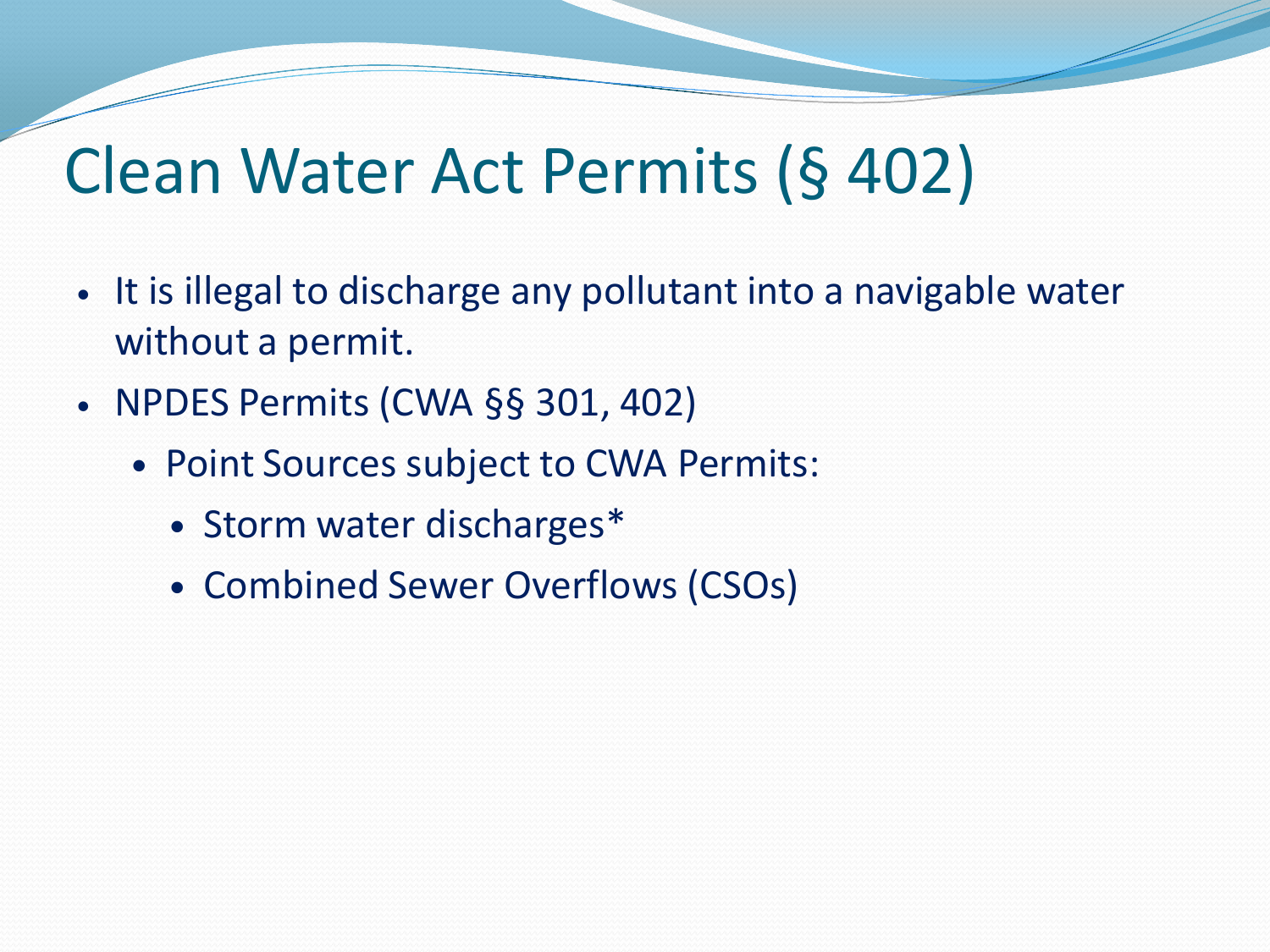# Clean Water Act Permits (§ 402)

- It is illegal to discharge any pollutant into a navigable water without a permit.
- NPDES Permits (CWA §§ 301, 402)
  - Point Sources subject to CWA Permits:
    - Storm water discharges*
    - Combined Sewer Overflows (CSOs)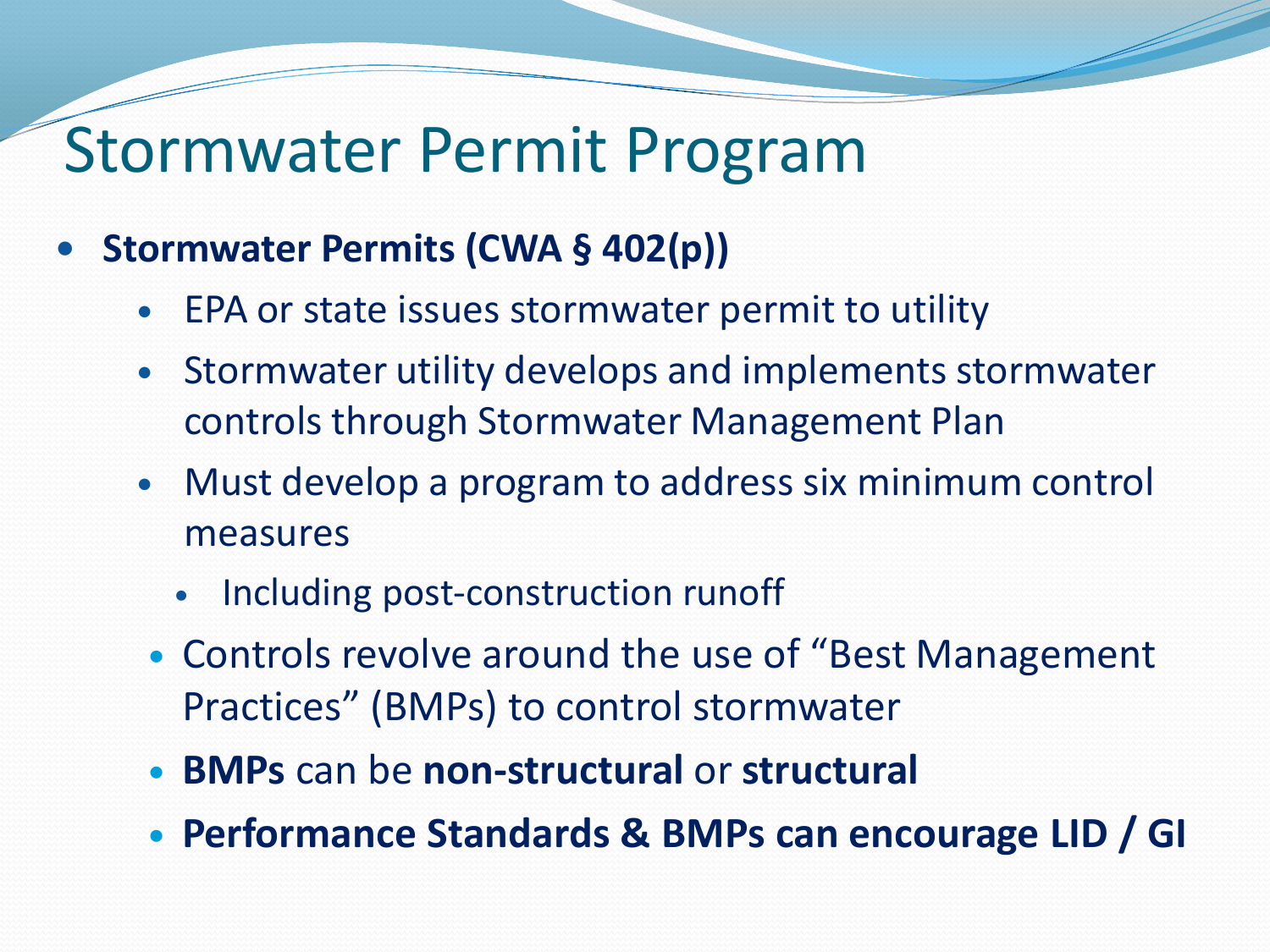# Stormwater Permit Program

- **Stormwater Permits (CWA § 402(p))**
  - EPA or state issues stormwater permit to utility
  - Stormwater utility develops and implements stormwater controls through Stormwater Management Plan
  - Must develop a program to address six minimum control measures
    - Including post-construction runoff
  - Controls revolve around the use of "Best Management Practices" (BMPs) to control stormwater
  - **BMPs** can be **non-structural** or **structural**
  - **Performance Standards & BMPs can encourage LID / GI**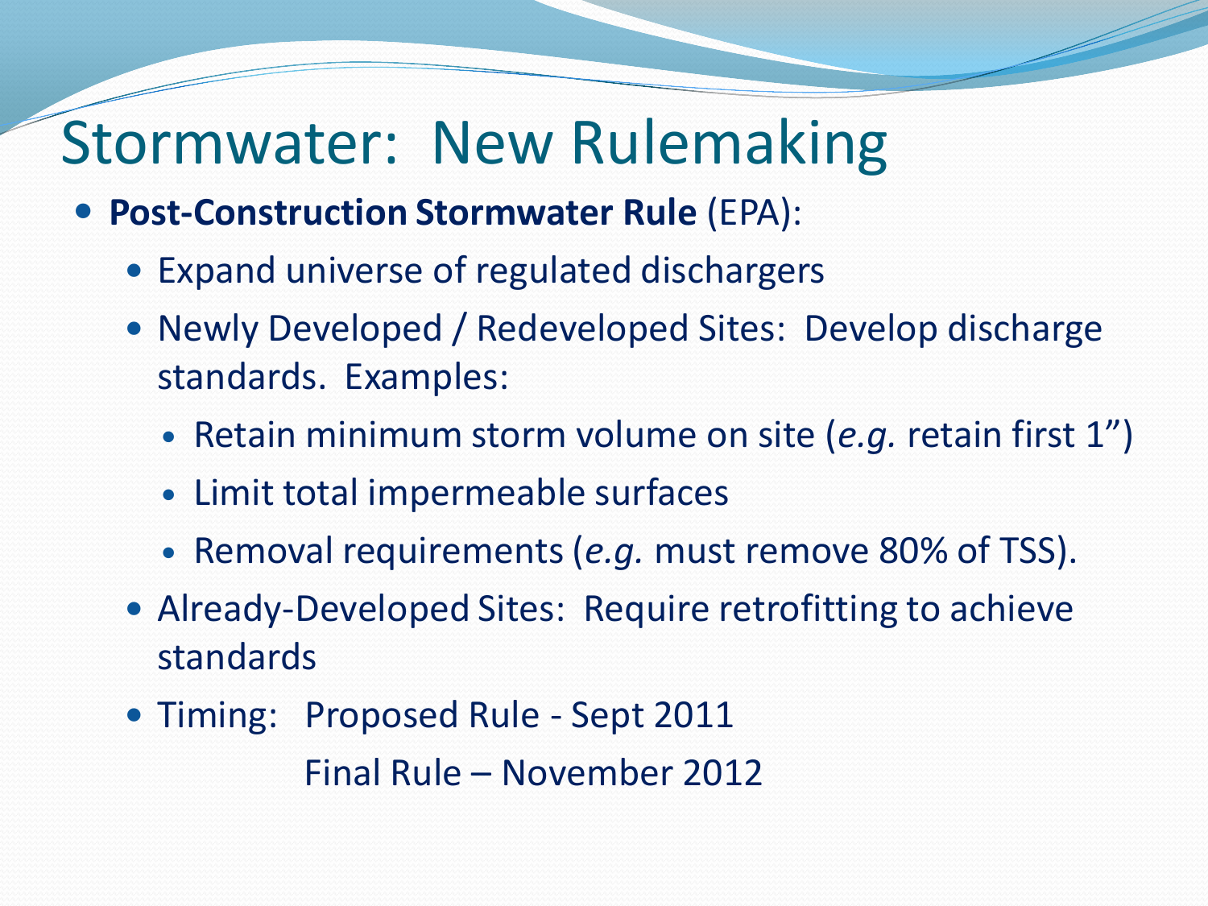# Stormwater: New Rulemaking

- **Post-Construction Stormwater Rule** (EPA):
  - Expand universe of regulated dischargers
  - Newly Developed / Redeveloped Sites: Develop discharge standards. Examples:
    - Retain minimum storm volume on site (*e.g.* retain first 1”)
    - Limit total impermeable surfaces
    - Removal requirements (*e.g.* must remove 80% of TSS).
  - Already-Developed Sites: Require retrofitting to achieve standards
  - Timing: Proposed Rule - Sept 2011

    Final Rule – November 2012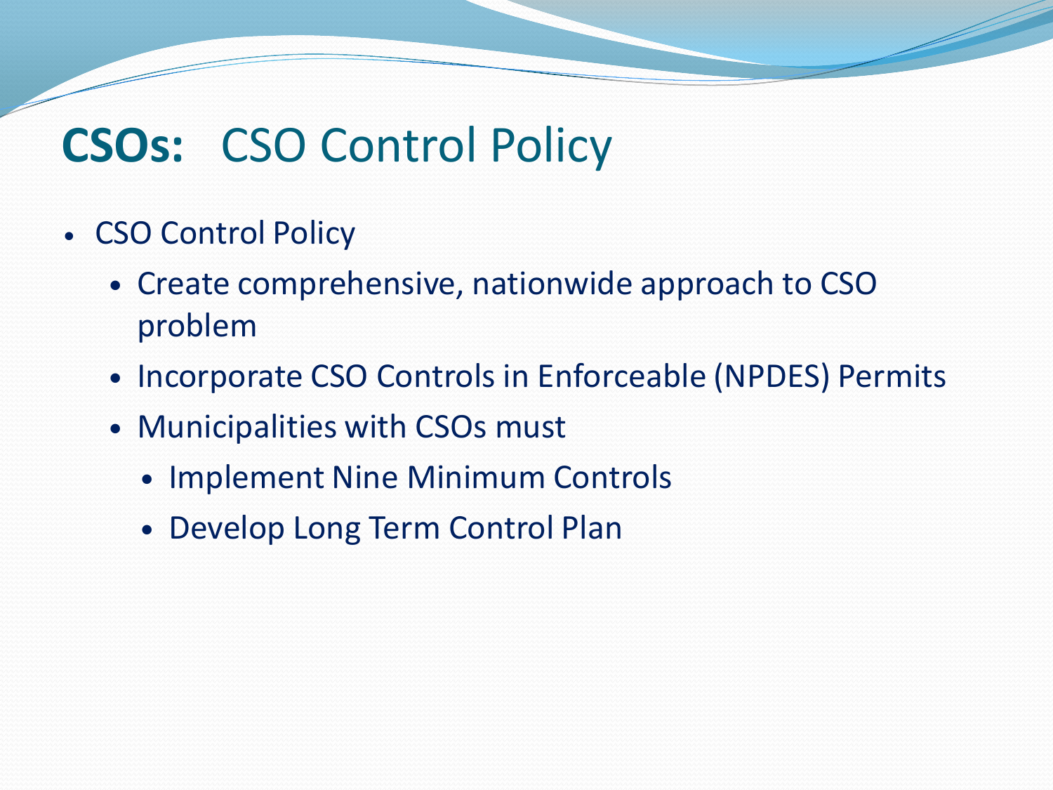# **CSOs:** CSO Control Policy

- CSO Control Policy
  - Create comprehensive, nationwide approach to CSO problem
  - Incorporate CSO Controls in Enforceable (NPDES) Permits
  - Municipalities with CSOs must
    - Implement Nine Minimum Controls
    - Develop Long Term Control Plan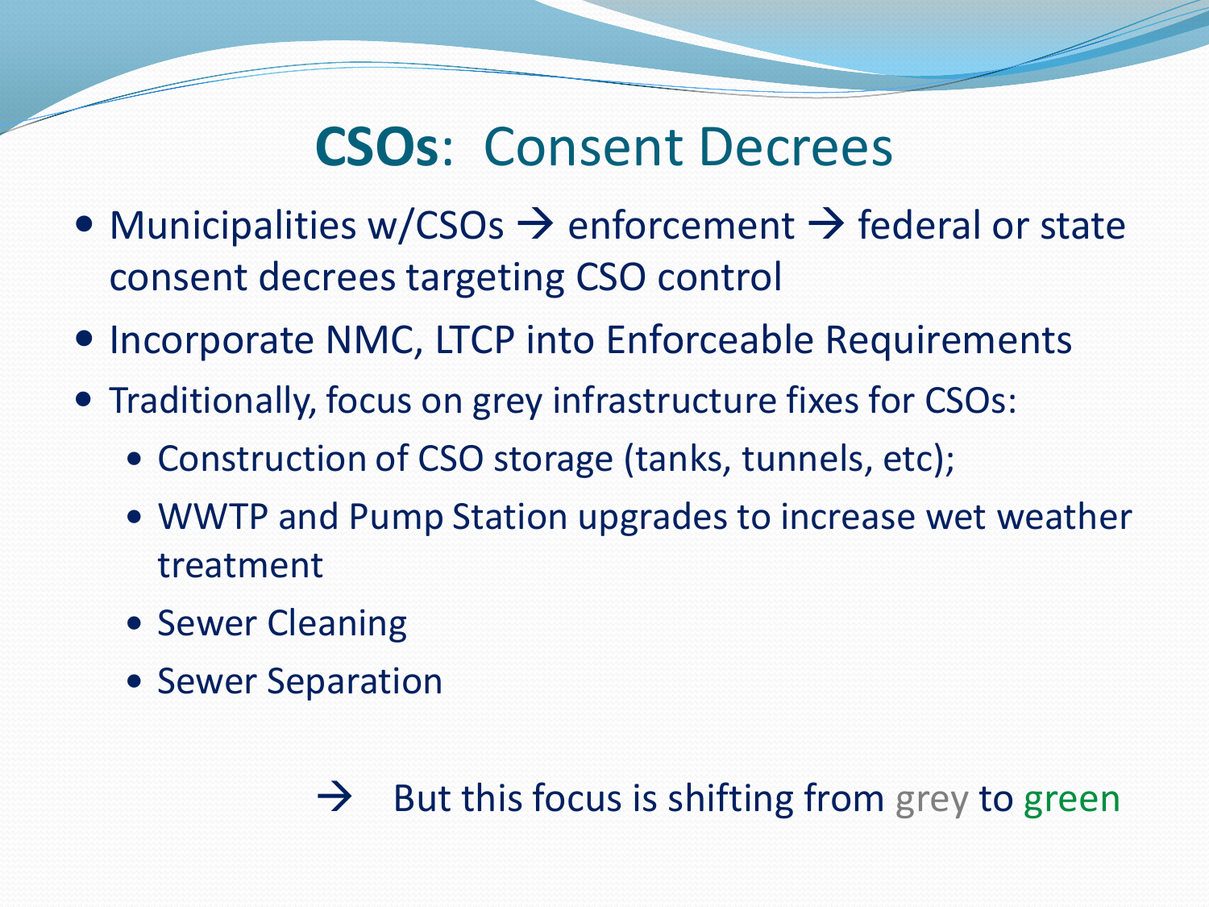# **CSOs**: Consent Decrees

- Municipalities w/CSOs → enforcement → federal or state consent decrees targeting CSO control
- Incorporate NMC, LTCP into Enforceable Requirements
- Traditionally, focus on grey infrastructure fixes for CSOs:
  - Construction of CSO storage (tanks, tunnels, etc);
  - WWTP and Pump Station upgrades to increase wet weather treatment
  - Sewer Cleaning
  - Sewer Separation

→ But this focus is shifting from grey to green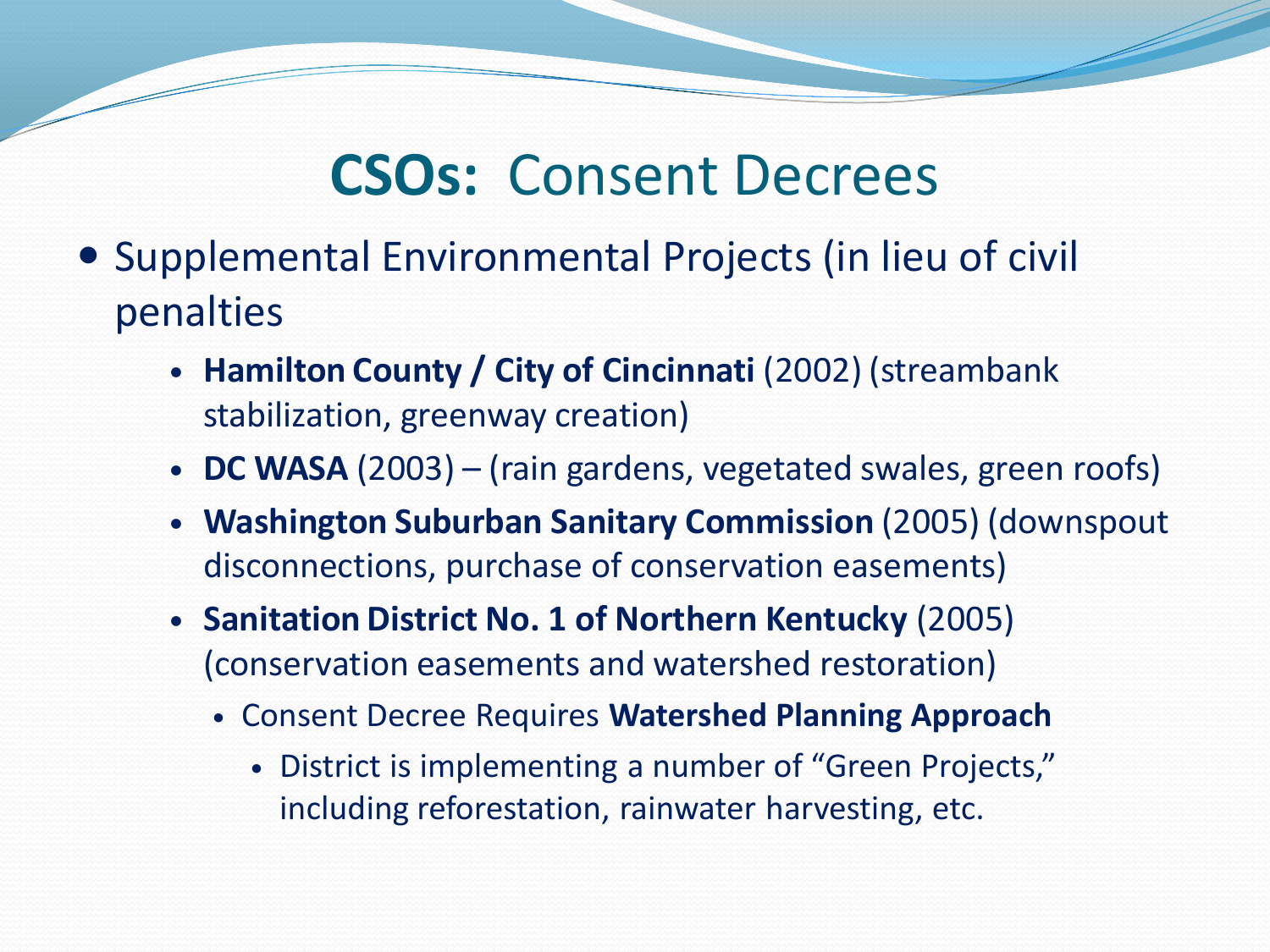# **CSOs:** Consent Decrees

- Supplemental Environmental Projects (in lieu of civil penalties
  - **Hamilton County / City of Cincinnati** (2002) (streambank stabilization, greenway creation)
  - **DC WASA** (2003) – (rain gardens, vegetated swales, green roofs)
  - **Washington Suburban Sanitary Commission** (2005) (downspout disconnections, purchase of conservation easements)
  - **Sanitation District No. 1 of Northern Kentucky** (2005) (conservation easements and watershed restoration)
    - Consent Decree Requires **Watershed Planning Approach**
      - District is implementing a number of "Green Projects," including reforestation, rainwater harvesting, etc.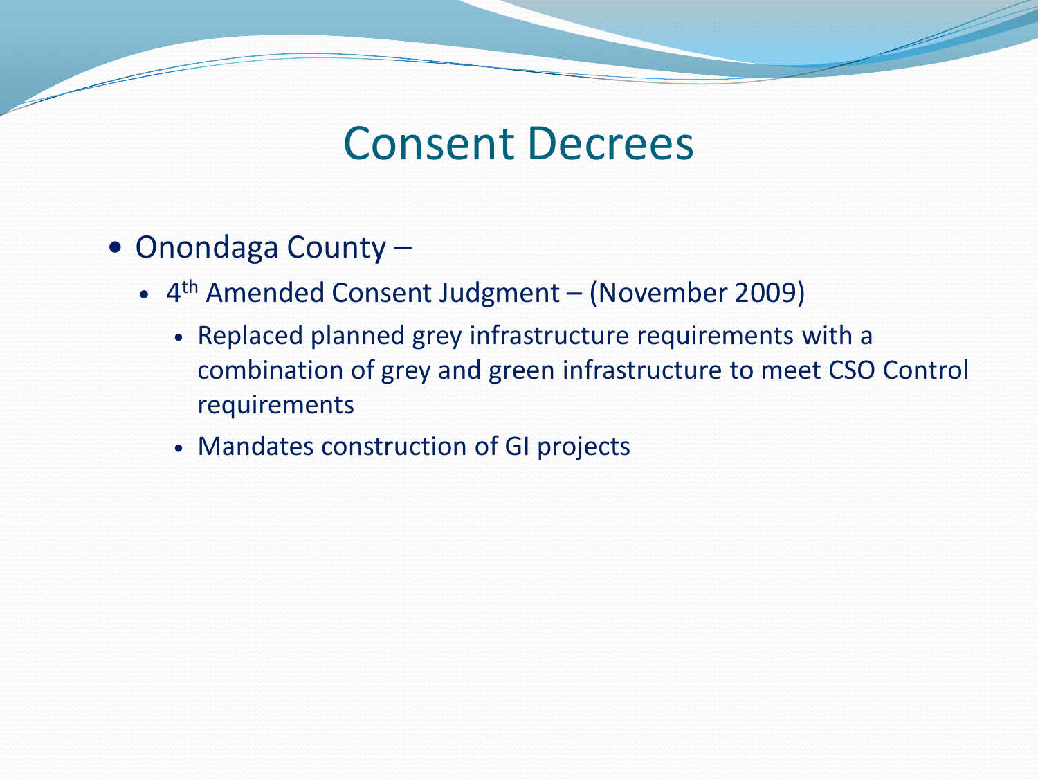# Consent Decrees

- Onondaga County –
  - 4th Amended Consent Judgment – (November 2009)
    - Replaced planned grey infrastructure requirements with a combination of grey and green infrastructure to meet CSO Control requirements
    - Mandates construction of GI projects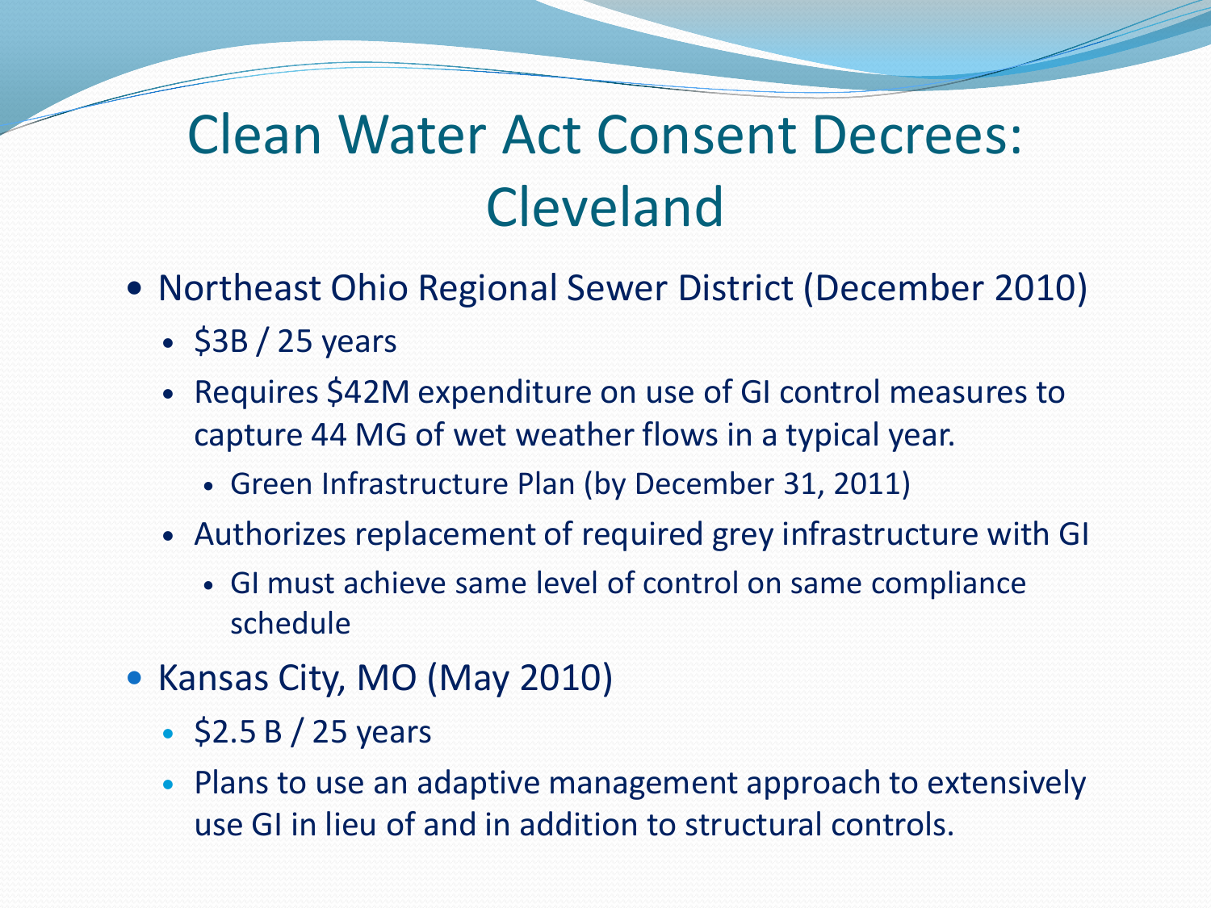# Clean Water Act Consent Decrees: Cleveland

- Northeast Ohio Regional Sewer District (December 2010)
  - $3B / 25 years
  - Requires $42M expenditure on use of GI control measures to capture 44 MG of wet weather flows in a typical year.
    - Green Infrastructure Plan (by December 31, 2011)
  - Authorizes replacement of required grey infrastructure with GI
    - GI must achieve same level of control on same compliance schedule
- Kansas City, MO (May 2010)
  - $2.5 B / 25 years
  - Plans to use an adaptive management approach to extensively use GI in lieu of and in addition to structural controls.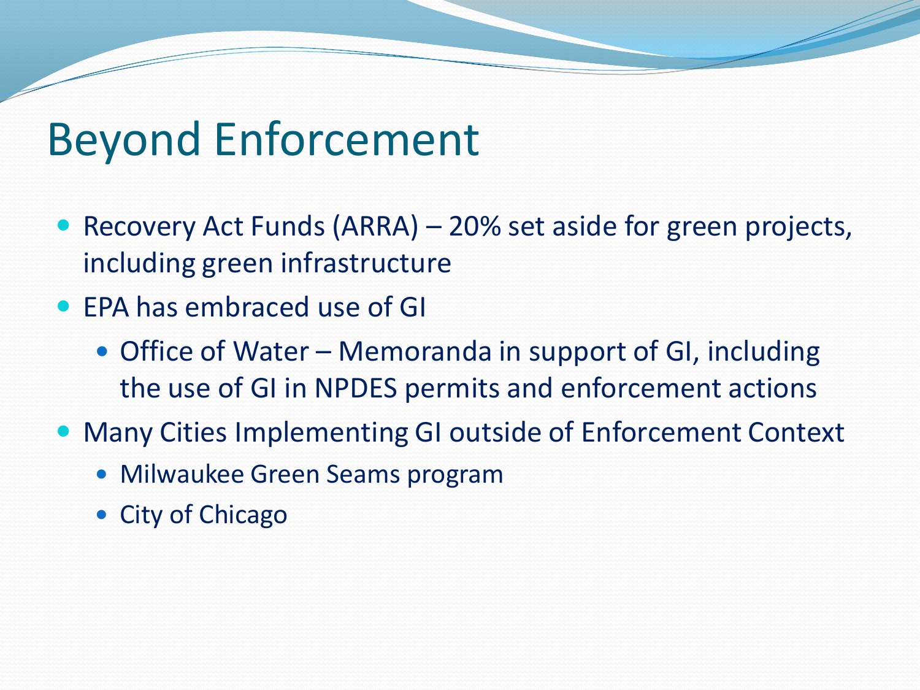# Beyond Enforcement

- Recovery Act Funds (ARRA) – 20% set aside for green projects, including green infrastructure
- EPA has embraced use of GI
  - Office of Water – Memoranda in support of GI, including the use of GI in NPDES permits and enforcement actions
- Many Cities Implementing GI outside of Enforcement Context
  - Milwaukee Green Seams program
  - City of Chicago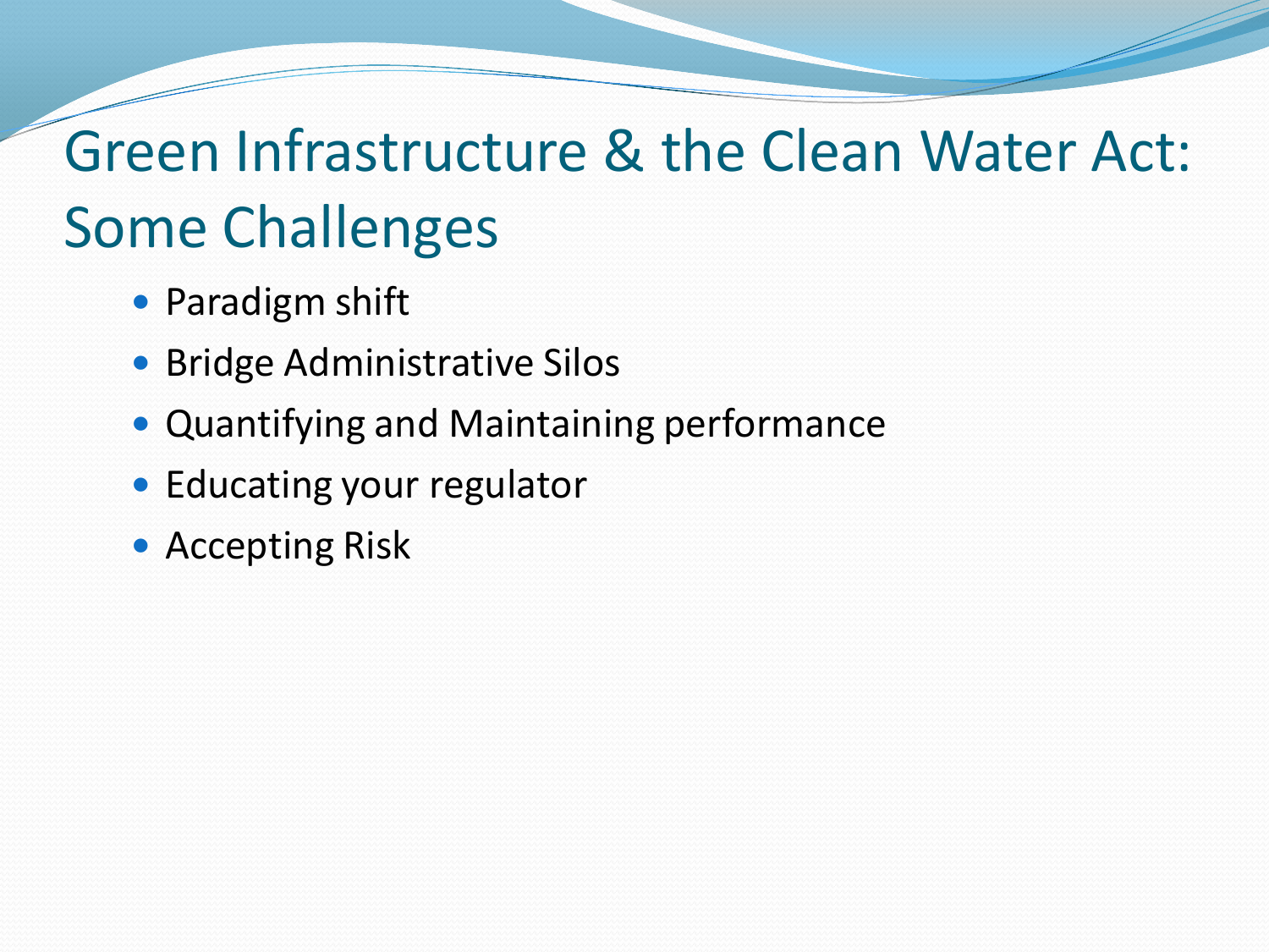# Green Infrastructure & the Clean Water Act: Some Challenges

- Paradigm shift
- Bridge Administrative Silos
- Quantifying and Maintaining performance
- Educating your regulator
- Accepting Risk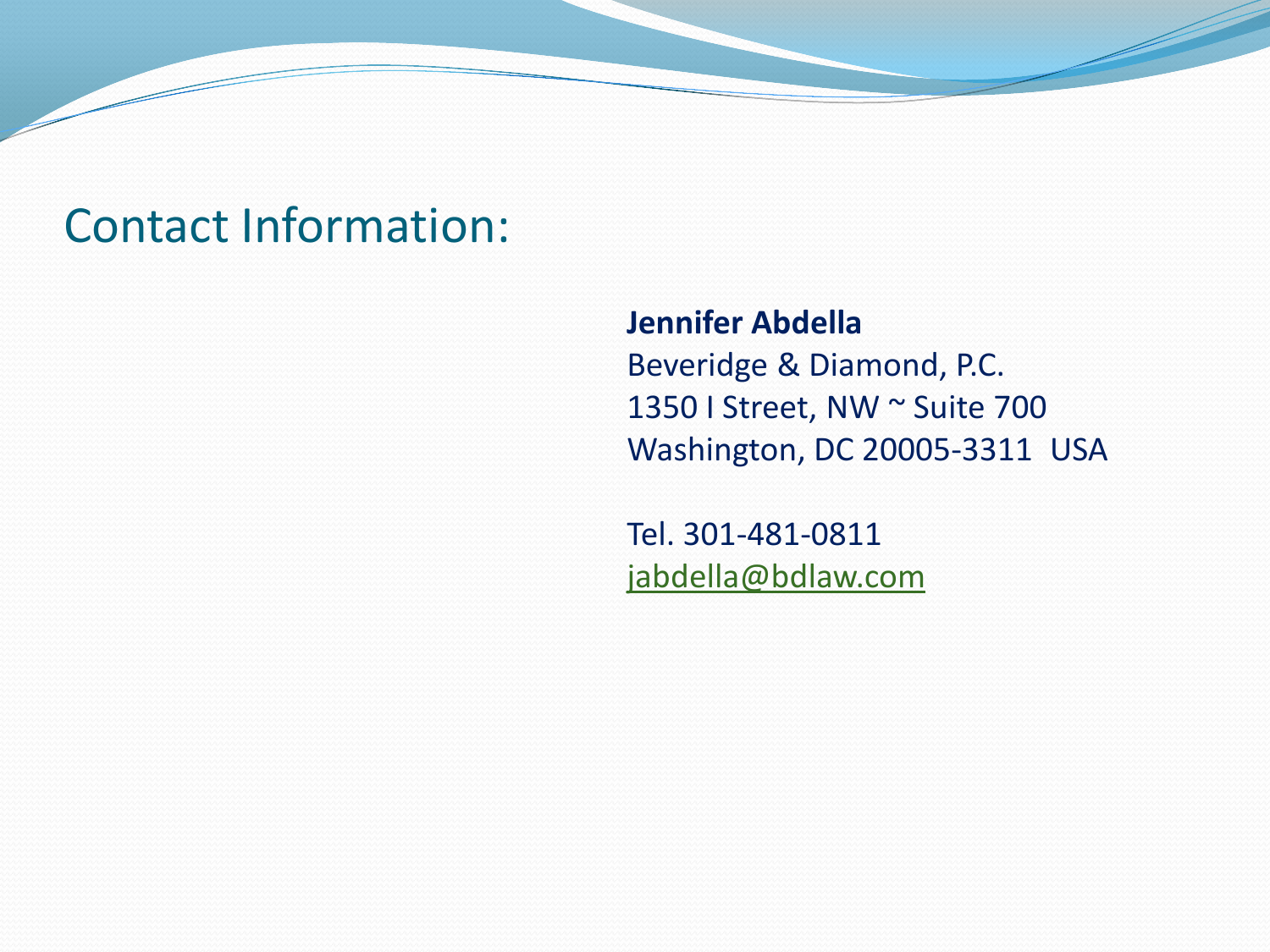# Contact Information:

**Jennifer Abdella**
Beveridge & Diamond, P.C.
1350 I Street, NW ~ Suite 700
Washington, DC 20005-3311 USA

Tel. 301-481-0811
jabdella@bdlaw.com